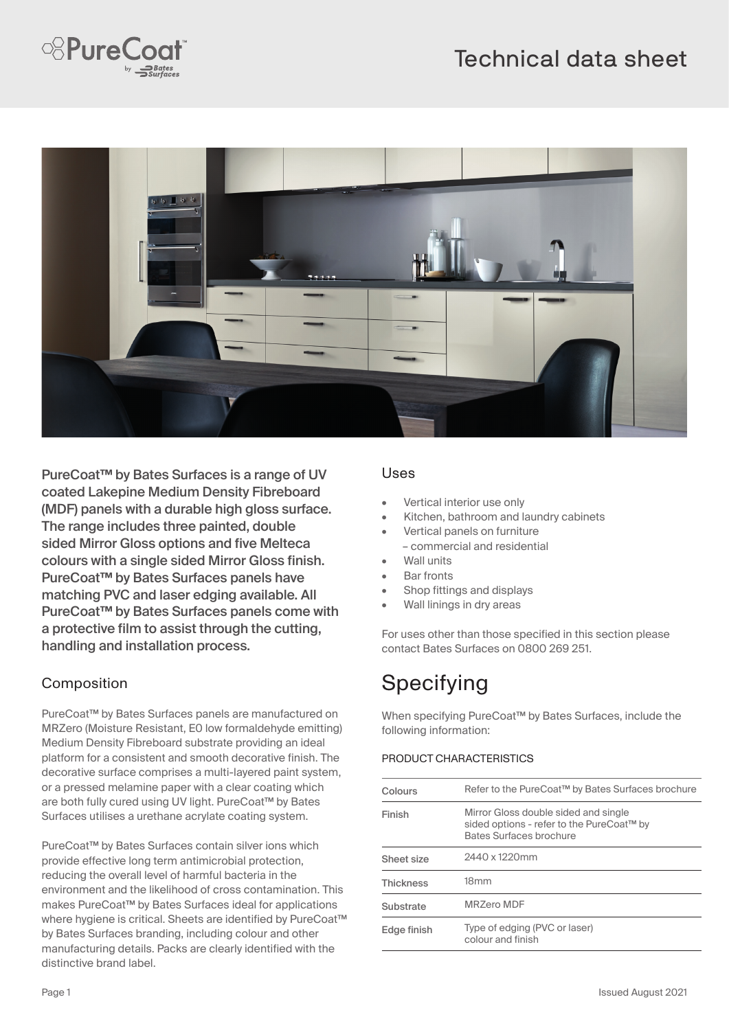# Technical data sheet

**PureCoat™ by Bates Surfaces is a range of UV coated Lakepine Medium Density Fibreboard (MDF) panels with a durable high gloss surface. The range includes three painted, double sided Mirror Gloss options and five Melteca colours with a single sided Mirror Gloss finish. PureCoat™ by Bates Surfaces panels have matching PVC and laser edging available. All PureCoat™ by Bates Surfaces panels come with a protective film to assist through the cutting, handling and installation process.**

## Composition

PureCoat™ by Bates Surfaces panels are manufactured on MRZero (Moisture Resistant, E0 low formaldehyde emitting) Medium Density Fibreboard substrate providing an ideal platform for a consistent and smooth decorative finish. The decorative surface comprises a multi-layered paint system, or a pressed melamine paper with a clear coating which are both fully cured using UV light. PureCoat™ by Bates Surfaces utilises a urethane acrylate coating system.

PureCoat™ by Bates Surfaces contain silver ions which provide effective long term antimicrobial protection, reducing the overall level of harmful bacteria in the environment and the likelihood of cross contamination. This makes PureCoat™ by Bates Surfaces ideal for applications where hygiene is critical. Sheets are identified by PureCoat™ by Bates Surfaces branding, including colour and other manufacturing details. Packs are clearly identified with the distinctive brand label.

## Uses

- Vertical interior use only
- Kitchen, bathroom and laundry cabinets
- Vertical panels on furniture – commercial and residential
- Wall units
- Bar fronts
- Shop fittings and displays
- Wall linings in dry areas

For uses other than those specified in this section please contact Bates Surfaces on 0800 269 251.

# Specifying

When specifying PureCoat™ by Bates Surfaces, include the following information:

PRODUCT CHARACTERISTICS

| | |
|---|---|
| Colours | Refer to the PureCoat™ by Bates Surfaces brochure |
| Finish | Mirror Gloss double sided and single sided options - refer to the PureCoat™ by Bates Surfaces brochure |
| Sheet size | 2440 x 1220mm |
| Thickness | 18mm |
| Substrate | MRZero MDF |
| Edge finish | Type of edging (PVC or laser) colour and finish |

Issued August 2021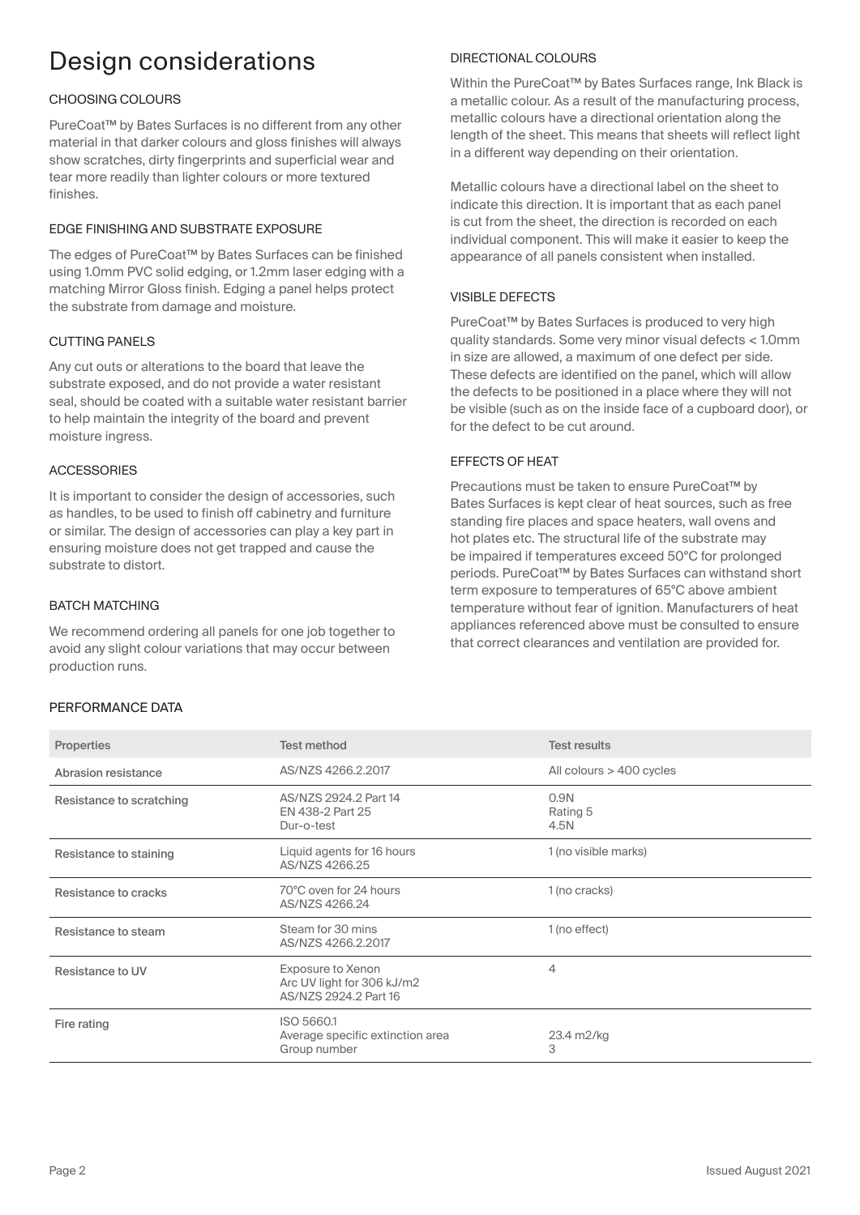# Design considerations

## CHOOSING COLOURS

PureCoat™ by Bates Surfaces is no different from any other material in that darker colours and gloss finishes will always show scratches, dirty fingerprints and superficial wear and tear more readily than lighter colours or more textured finishes.

## EDGE FINISHING AND SUBSTRATE EXPOSURE

The edges of PureCoat™ by Bates Surfaces can be finished using 1.0mm PVC solid edging, or 1.2mm laser edging with a matching Mirror Gloss finish. Edging a panel helps protect the substrate from damage and moisture.

## CUTTING PANELS

Any cut outs or alterations to the board that leave the substrate exposed, and do not provide a water resistant seal, should be coated with a suitable water resistant barrier to help maintain the integrity of the board and prevent moisture ingress.

## ACCESSORIES

It is important to consider the design of accessories, such as handles, to be used to finish off cabinetry and furniture or similar. The design of accessories can play a key part in ensuring moisture does not get trapped and cause the substrate to distort.

## BATCH MATCHING

We recommend ordering all panels for one job together to avoid any slight colour variations that may occur between production runs.

## DIRECTIONAL COLOURS

Within the PureCoat™ by Bates Surfaces range, Ink Black is a metallic colour. As a result of the manufacturing process, metallic colours have a directional orientation along the length of the sheet. This means that sheets will reflect light in a different way depending on their orientation.

Metallic colours have a directional label on the sheet to indicate this direction. It is important that as each panel is cut from the sheet, the direction is recorded on each individual component. This will make it easier to keep the appearance of all panels consistent when installed.

## VISIBLE DEFECTS

PureCoat™ by Bates Surfaces is produced to very high quality standards. Some very minor visual defects < 1.0mm in size are allowed, a maximum of one defect per side. These defects are identified on the panel, which will allow the defects to be positioned in a place where they will not be visible (such as on the inside face of a cupboard door), or for the defect to be cut around.

## EFFECTS OF HEAT

Precautions must be taken to ensure PureCoat™ by Bates Surfaces is kept clear of heat sources, such as free standing fire places and space heaters, wall ovens and hot plates etc. The structural life of the substrate may be impaired if temperatures exceed 50°C for prolonged periods. PureCoat™ by Bates Surfaces can withstand short term exposure to temperatures of 65°C above ambient temperature without fear of ignition. Manufacturers of heat appliances referenced above must be consulted to ensure that correct clearances and ventilation are provided for.

## PERFORMANCE DATA

| Properties | Test method | Test results |
|---|---|---|
| Abrasion resistance | AS/NZS 4266.2.2017 | All colours > 400 cycles |
| Resistance to scratching | AS/NZS 2924.2 Part 14<br>EN 438-2 Part 25<br>Dur-o-test | 0.9N<br>Rating 5<br>4.5N |
| Resistance to staining | Liquid agents for 16 hours<br>AS/NZS 4266.25 | 1 (no visible marks) |
| Resistance to cracks | 70°C oven for 24 hours<br>AS/NZS 4266.24 | 1 (no cracks) |
| Resistance to steam | Steam for 30 mins<br>AS/NZS 4266.2.2017 | 1 (no effect) |
| Resistance to UV | Exposure to Xenon<br>Arc UV light for 306 kJ/m2<br>AS/NZS 2924.2 Part 16 | 4 |
| Fire rating | ISO 5660.1<br>Average specific extinction area<br>Group number | 23.4 m2/kg<br>3 |

Issued August 2021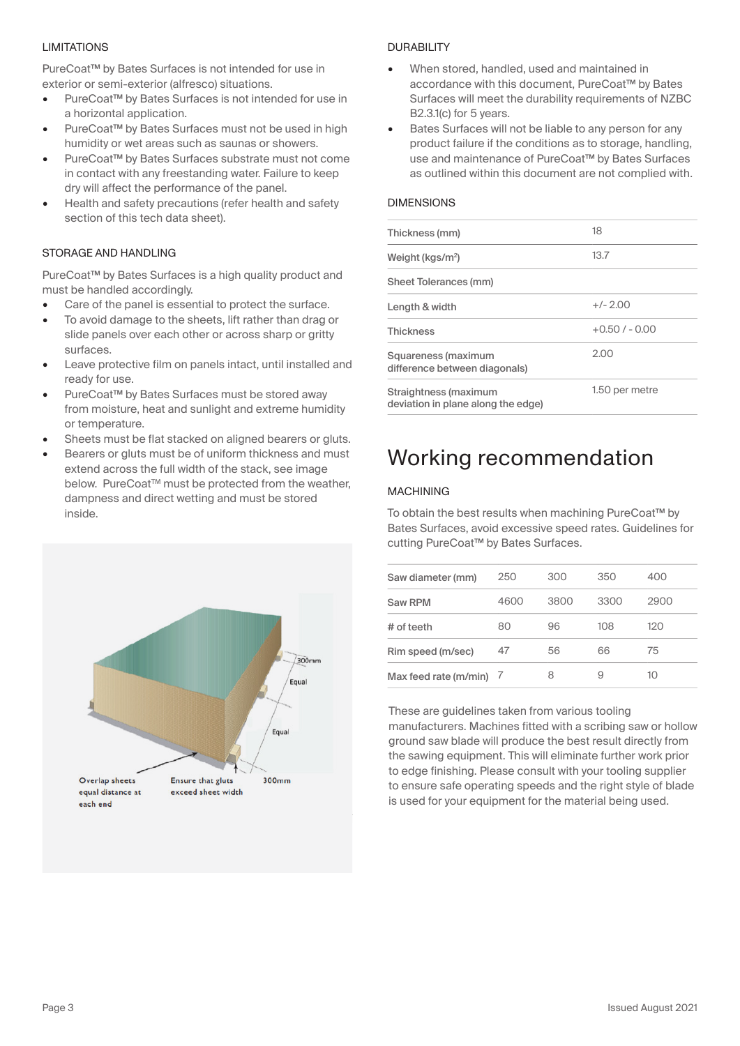## LIMITATIONS

PureCoat™ by Bates Surfaces is not intended for use in exterior or semi-exterior (alfresco) situations.

- PureCoat™ by Bates Surfaces is not intended for use in a horizontal application.
- PureCoat™ by Bates Surfaces must not be used in high humidity or wet areas such as saunas or showers.
- PureCoat™ by Bates Surfaces substrate must not come in contact with any freestanding water. Failure to keep dry will affect the performance of the panel.
- Health and safety precautions (refer health and safety section of this tech data sheet).

## STORAGE AND HANDLING

PureCoat™ by Bates Surfaces is a high quality product and must be handled accordingly.

- Care of the panel is essential to protect the surface.
- To avoid damage to the sheets, lift rather than drag or slide panels over each other or across sharp or gritty surfaces.
- Leave protective film on panels intact, until installed and ready for use.
- PureCoat™ by Bates Surfaces must be stored away from moisture, heat and sunlight and extreme humidity or temperature.
- Sheets must be flat stacked on aligned bearers or gluts.
- Bearers or gluts must be of uniform thickness and must extend across the full width of the stack, see image below. PureCoat™ must be protected from the weather, dampness and direct wetting and must be stored inside.

300mm
Equal
Equal
Overlap sheets equal distance at each end
Ensure that gluts exceed sheet width
300mm

## DURABILITY

- When stored, handled, used and maintained in accordance with this document, PureCoat™ by Bates Surfaces will meet the durability requirements of NZBC B2.3.1(c) for 5 years.
- Bates Surfaces will not be liable to any person for any product failure if the conditions as to storage, handling, use and maintenance of PureCoat™ by Bates Surfaces as outlined within this document are not complied with.

## DIMENSIONS

| | |
|---|---|
| Thickness (mm) | 18 |
| Weight (kgs/m²) | 13.7 |
| Sheet Tolerances (mm) | |
| Length & width | +/- 2.00 |
| Thickness | +0.50 / - 0.00 |
| Squareness (maximum difference between diagonals) | 2.00 |
| Straightness (maximum deviation in plane along the edge) | 1.50 per metre |

# Working recommendation

## MACHINING

To obtain the best results when machining PureCoat™ by Bates Surfaces, avoid excessive speed rates. Guidelines for cutting PureCoat™ by Bates Surfaces.

| Saw diameter (mm) | 250 | 300 | 350 | 400 |
|---|---|---|---|---|
| Saw RPM | 4600 | 3800 | 3300 | 2900 |
| # of teeth | 80 | 96 | 108 | 120 |
| Rim speed (m/sec) | 47 | 56 | 66 | 75 |
| Max feed rate (m/min) | 7 | 8 | 9 | 10 |

These are guidelines taken from various tooling manufacturers. Machines fitted with a scribing saw or hollow ground saw blade will produce the best result directly from the sawing equipment. This will eliminate further work prior to edge finishing. Please consult with your tooling supplier to ensure safe operating speeds and the right style of blade is used for your equipment for the material being used.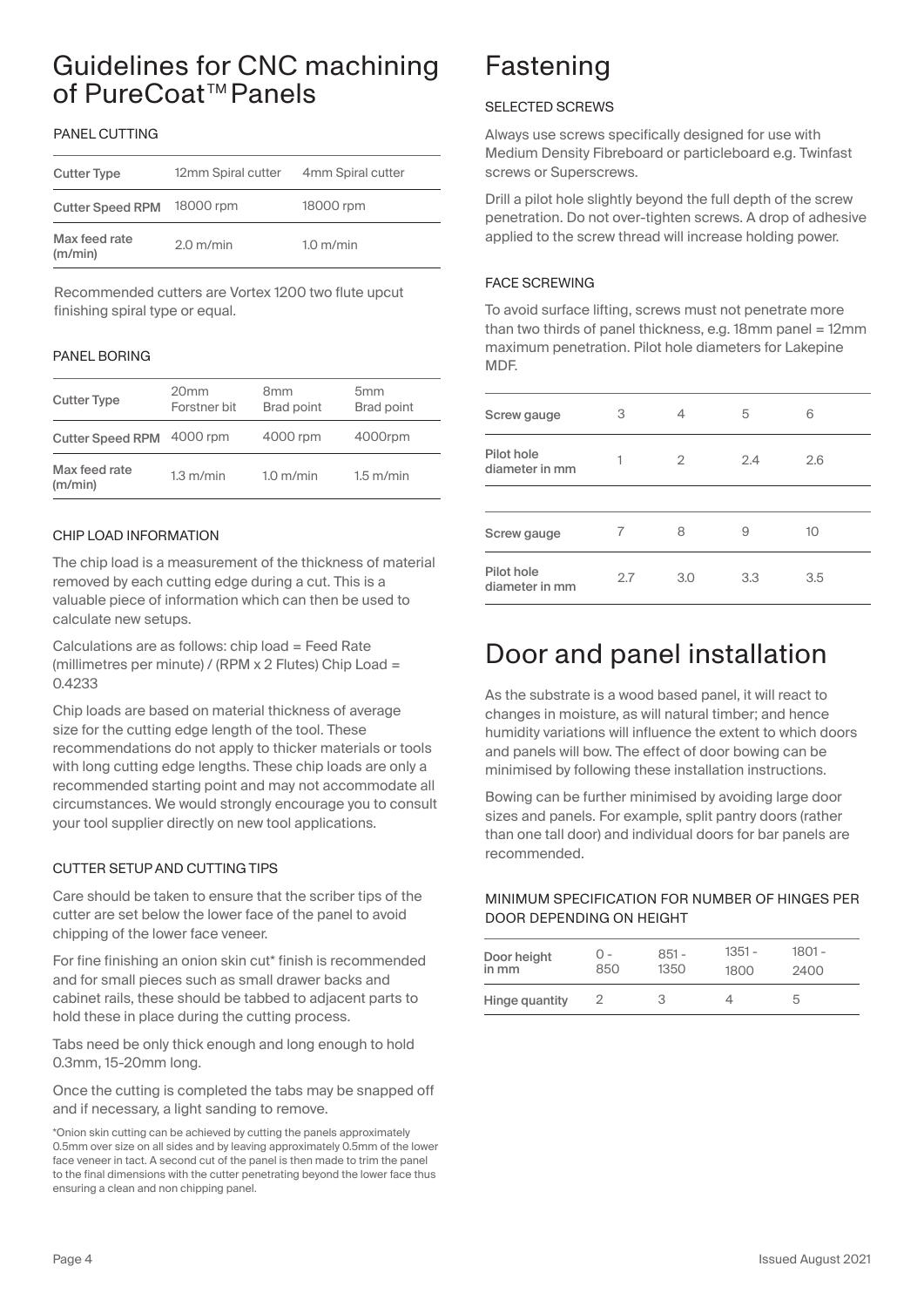# Guidelines for CNC machining of PureCoat™ Panels

### PANEL CUTTING

| Cutter Type | 12mm Spiral cutter | 4mm Spiral cutter |
|---|---|---|
| Cutter Speed RPM | 18000 rpm | 18000 rpm |
| Max feed rate (m/min) | 2.0 m/min | 1.0 m/min |

Recommended cutters are Vortex 1200 two flute upcut finishing spiral type or equal.

### PANEL BORING

| Cutter Type | 20mm Forstner bit | 8mm Brad point | 5mm Brad point |
|---|---|---|---|
| Cutter Speed RPM | 4000 rpm | 4000 rpm | 4000rpm |
| Max feed rate (m/min) | 1.3 m/min | 1.0 m/min | 1.5 m/min |

### CHIP LOAD INFORMATION

The chip load is a measurement of the thickness of material removed by each cutting edge during a cut. This is a valuable piece of information which can then be used to calculate new setups.

Calculations are as follows: chip load = Feed Rate (millimetres per minute) / (RPM x 2 Flutes) Chip Load = 0.4233

Chip loads are based on material thickness of average size for the cutting edge length of the tool. These recommendations do not apply to thicker materials or tools with long cutting edge lengths. These chip loads are only a recommended starting point and may not accommodate all circumstances. We would strongly encourage you to consult your tool supplier directly on new tool applications.

### CUTTER SETUP AND CUTTING TIPS

Care should be taken to ensure that the scriber tips of the cutter are set below the lower face of the panel to avoid chipping of the lower face veneer.

For fine finishing an onion skin cut* finish is recommended and for small pieces such as small drawer backs and cabinet rails, these should be tabbed to adjacent parts to hold these in place during the cutting process.

Tabs need be only thick enough and long enough to hold 0.3mm, 15-20mm long.

Once the cutting is completed the tabs may be snapped off and if necessary, a light sanding to remove.

*Onion skin cutting can be achieved by cutting the panels approximately 0.5mm over size on all sides and by leaving approximately 0.5mm of the lower face veneer in tact. A second cut of the panel is then made to trim the panel to the final dimensions with the cutter penetrating beyond the lower face thus ensuring a clean and non chipping panel.

# Fastening

### SELECTED SCREWS

Always use screws specifically designed for use with Medium Density Fibreboard or particleboard e.g. Twinfast screws or Superscrews.

Drill a pilot hole slightly beyond the full depth of the screw penetration. Do not over-tighten screws. A drop of adhesive applied to the screw thread will increase holding power.

### FACE SCREWING

To avoid surface lifting, screws must not penetrate more than two thirds of panel thickness, e.g. 18mm panel = 12mm maximum penetration. Pilot hole diameters for Lakepine MDF.

| Screw gauge | 3 | 4 | 5 | 6 |
|---|---|---|---|---|
| Pilot hole diameter in mm | 1 | 2 | 2.4 | 2.6 |

| Screw gauge | 7 | 8 | 9 | 10 |
|---|---|---|---|---|
| Pilot hole diameter in mm | 2.7 | 3.0 | 3.3 | 3.5 |

# Door and panel installation

As the substrate is a wood based panel, it will react to changes in moisture, as will natural timber; and hence humidity variations will influence the extent to which doors and panels will bow. The effect of door bowing can be minimised by following these installation instructions.

Bowing can be further minimised by avoiding large door sizes and panels. For example, split pantry doors (rather than one tall door) and individual doors for bar panels are recommended.

### MINIMUM SPECIFICATION FOR NUMBER OF HINGES PER DOOR DEPENDING ON HEIGHT

| Door height in mm | 0 - 850 | 851 - 1350 | 1351 - 1800 | 1801 - 2400 |
|---|---|---|---|---|
| Hinge quantity | 2 | 3 | 4 | 5 |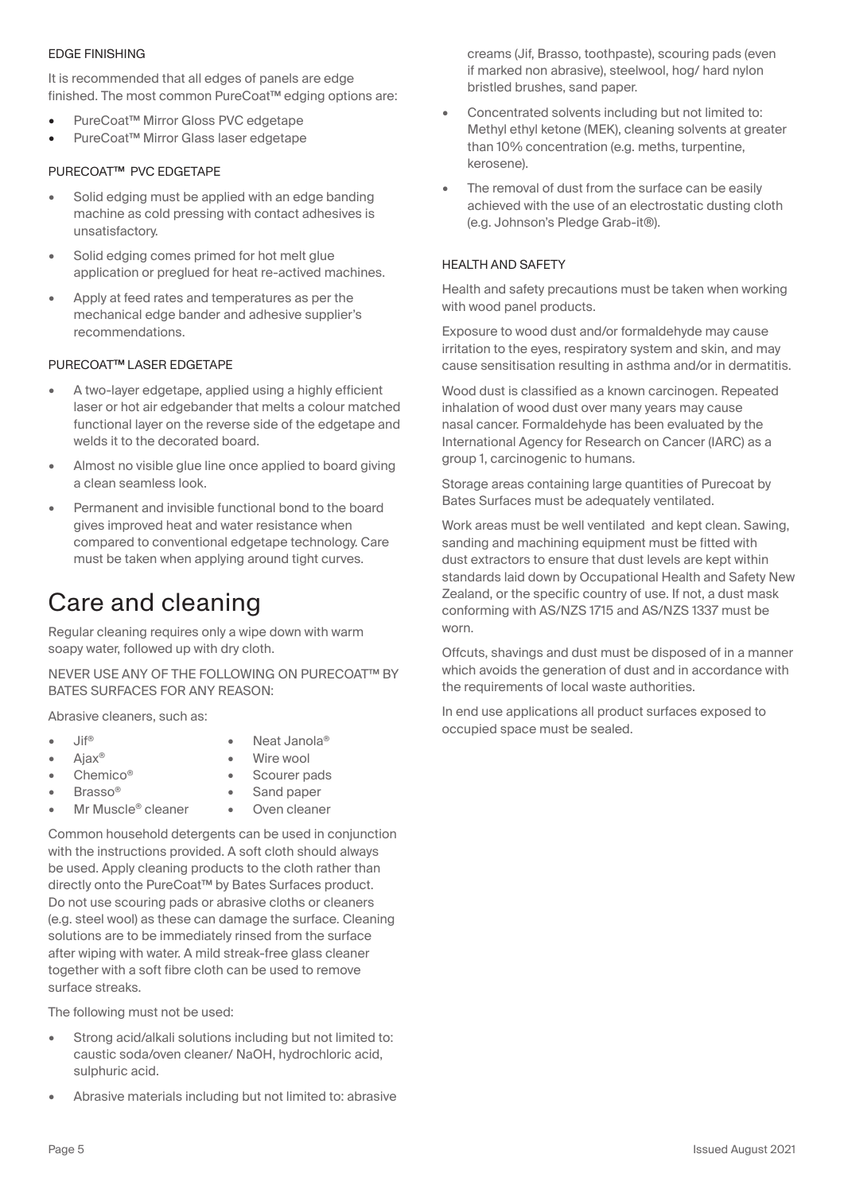EDGE FINISHING

It is recommended that all edges of panels are edge finished. The most common PureCoat™ edging options are:

- PureCoat™ Mirror Gloss PVC edgetape
- PureCoat™ Mirror Glass laser edgetape

PURECOAT™ PVC EDGETAPE

- Solid edging must be applied with an edge banding machine as cold pressing with contact adhesives is unsatisfactory.
- Solid edging comes primed for hot melt glue application or preglued for heat re-actived machines.
- Apply at feed rates and temperatures as per the mechanical edge bander and adhesive supplier's recommendations.

PURECOAT™ LASER EDGETAPE

- A two-layer edgetape, applied using a highly efficient laser or hot air edgebander that melts a colour matched functional layer on the reverse side of the edgetape and welds it to the decorated board.
- Almost no visible glue line once applied to board giving a clean seamless look.
- Permanent and invisible functional bond to the board gives improved heat and water resistance when compared to conventional edgetape technology. Care must be taken when applying around tight curves.

# Care and cleaning

Regular cleaning requires only a wipe down with warm soapy water, followed up with dry cloth.

NEVER USE ANY OF THE FOLLOWING ON PURECOAT™ BY BATES SURFACES FOR ANY REASON:

Abrasive cleaners, such as:

- Jif®
- Ajax®
- Chemico®
- Brasso®
- Mr Muscle® cleaner
- Neat Janola®
- Wire wool
- Scourer pads
- Sand paper
- Oven cleaner

Common household detergents can be used in conjunction with the instructions provided. A soft cloth should always be used. Apply cleaning products to the cloth rather than directly onto the PureCoat™ by Bates Surfaces product. Do not use scouring pads or abrasive cloths or cleaners (e.g. steel wool) as these can damage the surface. Cleaning solutions are to be immediately rinsed from the surface after wiping with water. A mild streak-free glass cleaner together with a soft fibre cloth can be used to remove surface streaks.

The following must not be used:

- Strong acid/alkali solutions including but not limited to: caustic soda/oven cleaner/ NaOH, hydrochloric acid, sulphuric acid.
- Abrasive materials including but not limited to: abrasive creams (Jif, Brasso, toothpaste), scouring pads (even if marked non abrasive), steelwool, hog/ hard nylon bristled brushes, sand paper.
- Concentrated solvents including but not limited to: Methyl ethyl ketone (MEK), cleaning solvents at greater than 10% concentration (e.g. meths, turpentine, kerosene).
- The removal of dust from the surface can be easily achieved with the use of an electrostatic dusting cloth (e.g. Johnson's Pledge Grab-it®).

HEALTH AND SAFETY

Health and safety precautions must be taken when working with wood panel products.

Exposure to wood dust and/or formaldehyde may cause irritation to the eyes, respiratory system and skin, and may cause sensitisation resulting in asthma and/or in dermatitis.

Wood dust is classified as a known carcinogen. Repeated inhalation of wood dust over many years may cause nasal cancer. Formaldehyde has been evaluated by the International Agency for Research on Cancer (IARC) as a group 1, carcinogenic to humans.

Storage areas containing large quantities of Purecoat by Bates Surfaces must be adequately ventilated.

Work areas must be well ventilated and kept clean. Sawing, sanding and machining equipment must be fitted with dust extractors to ensure that dust levels are kept within standards laid down by Occupational Health and Safety New Zealand, or the specific country of use. If not, a dust mask conforming with AS/NZS 1715 and AS/NZS 1337 must be worn.

Offcuts, shavings and dust must be disposed of in a manner which avoids the generation of dust and in accordance with the requirements of local waste authorities.

In end use applications all product surfaces exposed to occupied space must be sealed.

Issued August 2021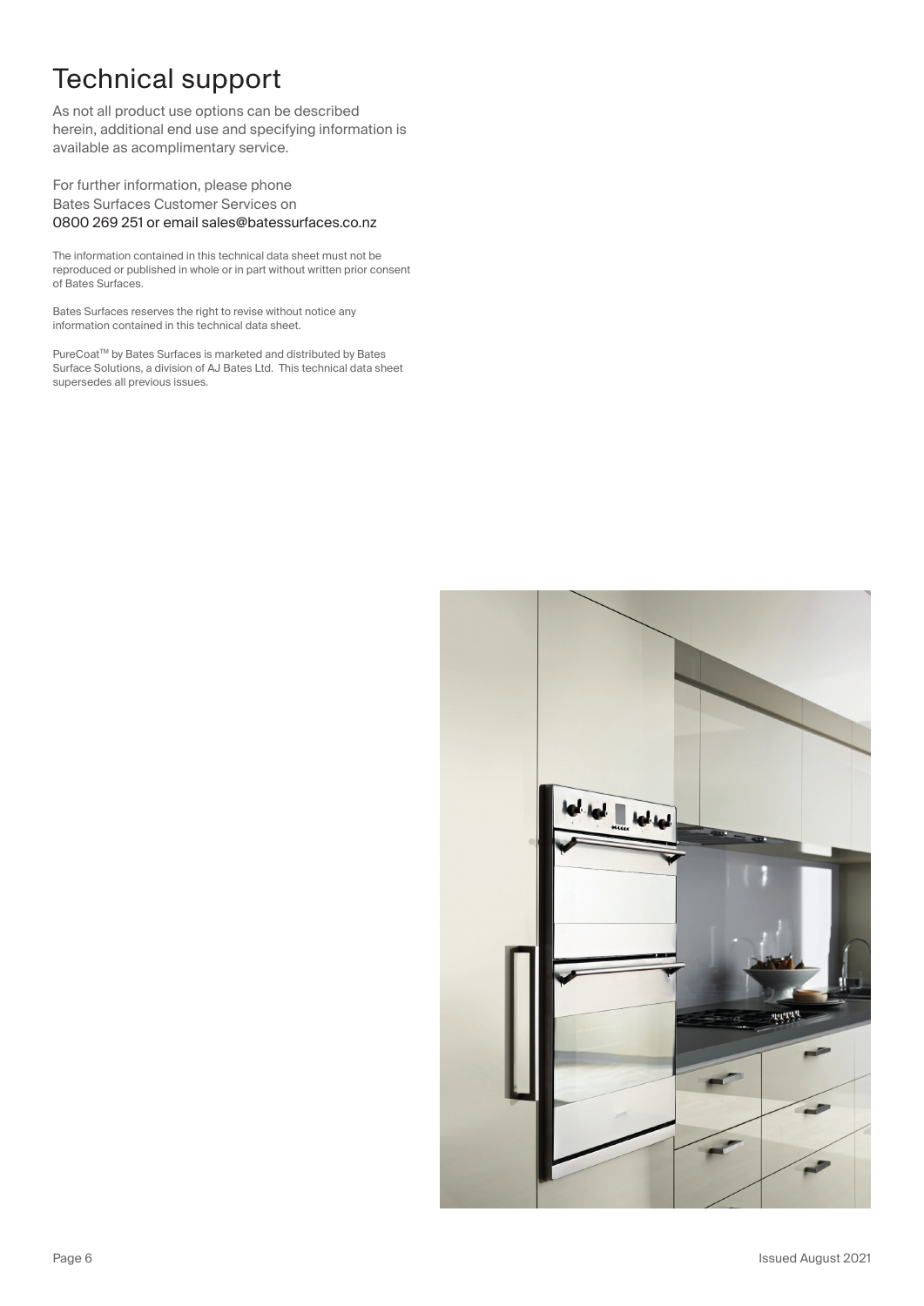# Technical support

As not all product use options can be described herein, additional end use and specifying information is available as acomplimentary service.

For further information, please phone Bates Surfaces Customer Services on 0800 269 251 or email sales@batessurfaces.co.nz

The information contained in this technical data sheet must not be reproduced or published in whole or in part without written prior consent of Bates Surfaces.

Bates Surfaces reserves the right to revise without notice any information contained in this technical data sheet.

PureCoat™ by Bates Surfaces is marketed and distributed by Bates Surface Solutions, a division of AJ Bates Ltd. This technical data sheet supersedes all previous issues.

Issued August 2021